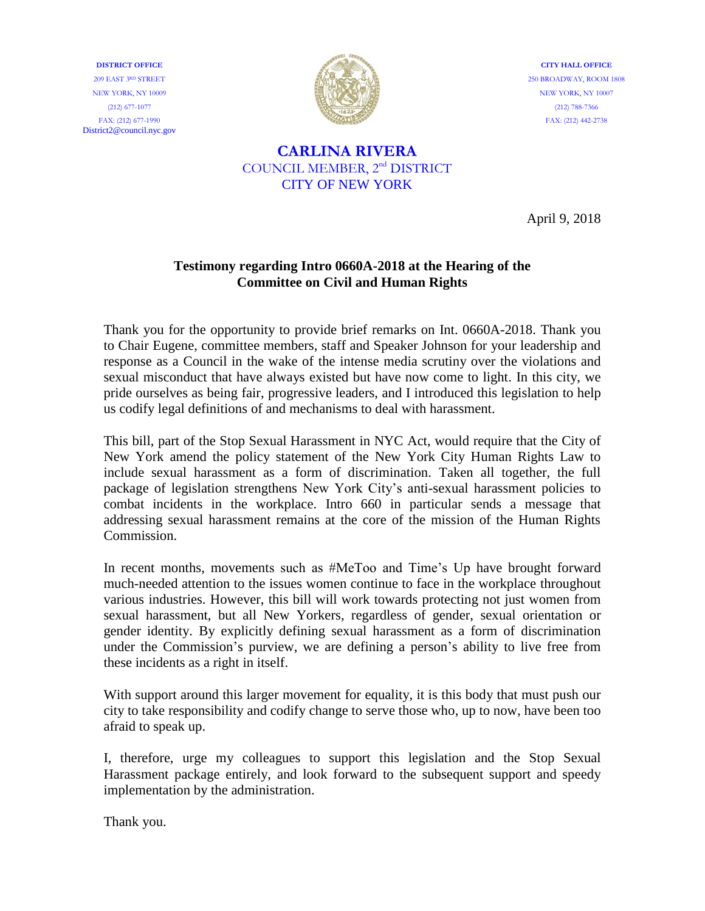DISTRICT OFFICE
209 EAST 3RD STREET
NEW YORK, NY 10009
(212) 677-1077
FAX: (212) 677-1990
District2@council.nyc.gov

CITY HALL OFFICE
250 BROADWAY, ROOM 1808
NEW YORK, NY 10007
(212) 788-7366
FAX: (212) 442-2738

**CARLINA RIVERA**
COUNCIL MEMBER, 2nd DISTRICT
CITY OF NEW YORK

April 9, 2018

**Testimony regarding Intro 0660A-2018 at the Hearing of the Committee on Civil and Human Rights**

Thank you for the opportunity to provide brief remarks on Int. 0660A-2018. Thank you to Chair Eugene, committee members, staff and Speaker Johnson for your leadership and response as a Council in the wake of the intense media scrutiny over the violations and sexual misconduct that have always existed but have now come to light. In this city, we pride ourselves as being fair, progressive leaders, and I introduced this legislation to help us codify legal definitions of and mechanisms to deal with harassment.

This bill, part of the Stop Sexual Harassment in NYC Act, would require that the City of New York amend the policy statement of the New York City Human Rights Law to include sexual harassment as a form of discrimination. Taken all together, the full package of legislation strengthens New York City's anti-sexual harassment policies to combat incidents in the workplace. Intro 660 in particular sends a message that addressing sexual harassment remains at the core of the mission of the Human Rights Commission.

In recent months, movements such as #MeToo and Time's Up have brought forward much-needed attention to the issues women continue to face in the workplace throughout various industries. However, this bill will work towards protecting not just women from sexual harassment, but all New Yorkers, regardless of gender, sexual orientation or gender identity. By explicitly defining sexual harassment as a form of discrimination under the Commission's purview, we are defining a person's ability to live free from these incidents as a right in itself.

With support around this larger movement for equality, it is this body that must push our city to take responsibility and codify change to serve those who, up to now, have been too afraid to speak up.

I, therefore, urge my colleagues to support this legislation and the Stop Sexual Harassment package entirely, and look forward to the subsequent support and speedy implementation by the administration.

Thank you.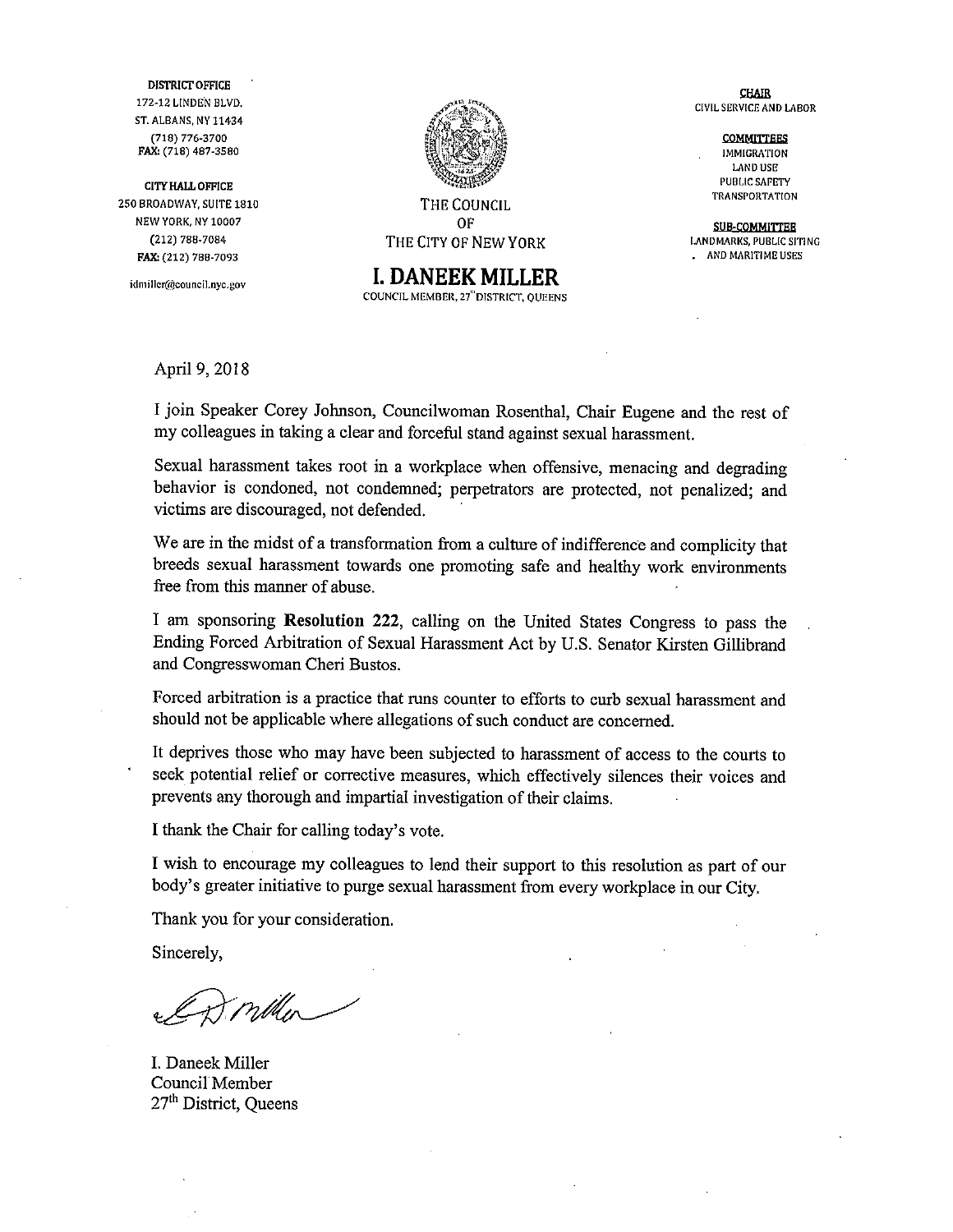DISTRICT OFFICE
172-12 LINDEN BLVD.
ST. ALBANS, NY 11434
(718) 776-3700
FAX: (718) 487-3580

CITY HALL OFFICE
250 BROADWAY, SUITE 1810
NEW YORK, NY 10007
(212) 788-7084
FAX: (212) 788-7093

idmiller@council.nyc.gov

THE COUNCIL
OF
THE CITY OF NEW YORK

# I. DANEEK MILLER

COUNCIL MEMBER, 27th DISTRICT, QUEENS

**CHAIR**
CIVIL SERVICE AND LABOR

**COMMITTEES**
IMMIGRATION
LAND USE
PUBLIC SAFETY
TRANSPORTATION

**SUB-COMMITTEE**
LANDMARKS, PUBLIC SITING
AND MARITIME USES

April 9, 2018

I join Speaker Corey Johnson, Councilwoman Rosenthal, Chair Eugene and the rest of my colleagues in taking a clear and forceful stand against sexual harassment.

Sexual harassment takes root in a workplace when offensive, menacing and degrading behavior is condoned, not condemned; perpetrators are protected, not penalized; and victims are discouraged, not defended.

We are in the midst of a transformation from a culture of indifference and complicity that breeds sexual harassment towards one promoting safe and healthy work environments free from this manner of abuse.

I am sponsoring **Resolution 222**, calling on the United States Congress to pass the Ending Forced Arbitration of Sexual Harassment Act by U.S. Senator Kirsten Gillibrand and Congresswoman Cheri Bustos.

Forced arbitration is a practice that runs counter to efforts to curb sexual harassment and should not be applicable where allegations of such conduct are concerned.

It deprives those who may have been subjected to harassment of access to the courts to seek potential relief or corrective measures, which effectively silences their voices and prevents any thorough and impartial investigation of their claims.

I thank the Chair for calling today's vote.

I wish to encourage my colleagues to lend their support to this resolution as part of our body's greater initiative to purge sexual harassment from every workplace in our City.

Thank you for your consideration.

Sincerely,

I. Daneek Miller
Council Member
27th District, Queens